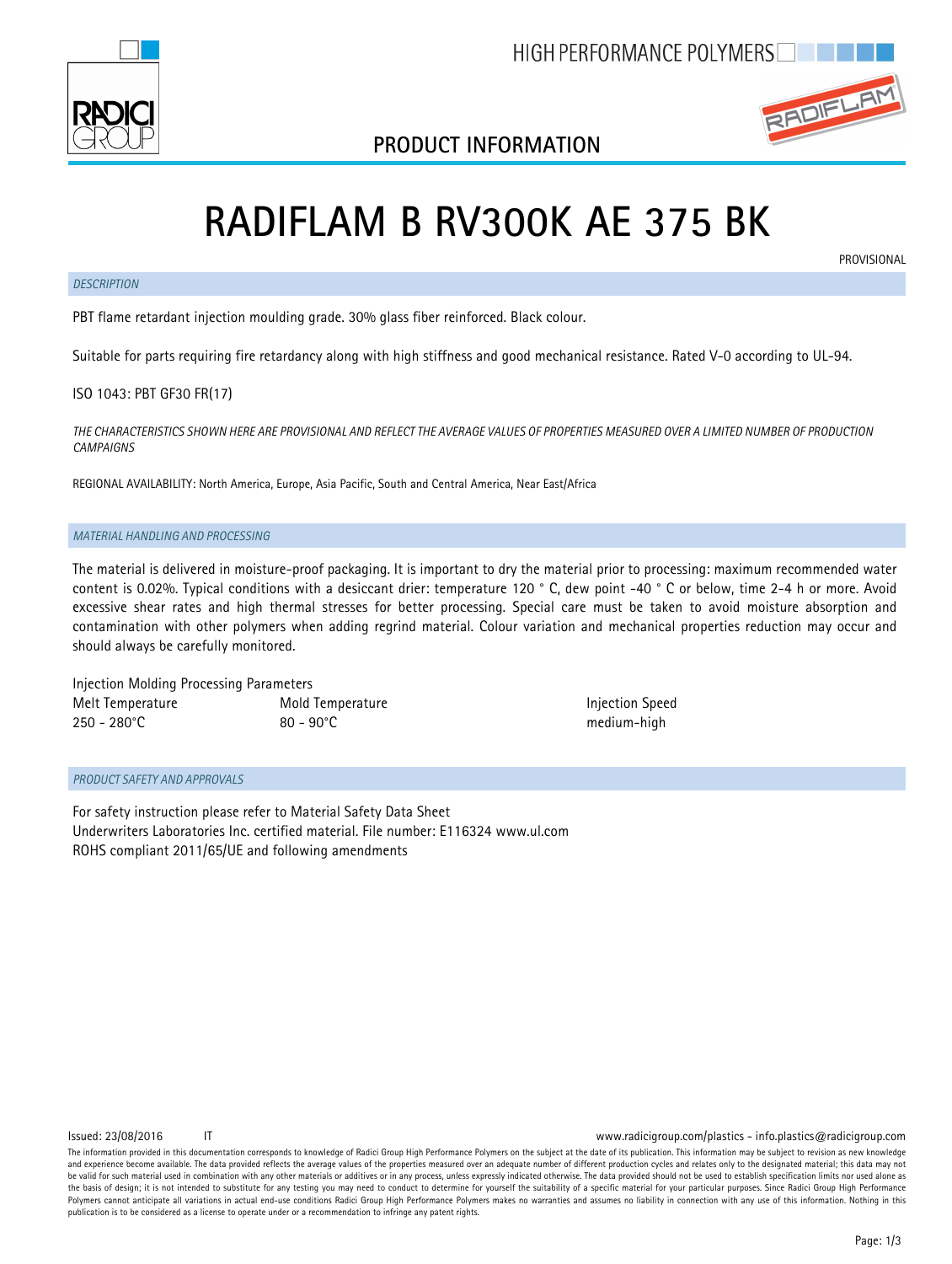HIGH PERFORMANCE POLYMERS

## PRODUCT INFORMATION

# RADIFLAM B RV300K AE 375 BK

PROVISIONAL

### *DESCRIPTION*

PBT flame retardant injection moulding grade. 30% glass fiber reinforced. Black colour.

Suitable for parts requiring fire retardancy along with high stiffness and good mechanical resistance. Rated V-0 according to UL-94.

ISO 1043: PBT GF30 FR(17)

*THE CHARACTERISTICS SHOWN HERE ARE PROVISIONAL AND REFLECT THE AVERAGE VALUES OF PROPERTIES MEASURED OVER A LIMITED NUMBER OF PRODUCTION CAMPAIGNS*

REGIONAL AVAILABILITY: North America, Europe, Asia Pacific, South and Central America, Near East/Africa

### *MATERIAL HANDLING AND PROCESSING*

The material is delivered in moisture-proof packaging. It is important to dry the material prior to processing: maximum recommended water content is 0.02%. Typical conditions with a desiccant drier: temperature 120 ° C, dew point -40 ° C or below, time 2-4 h or more. Avoid excessive shear rates and high thermal stresses for better processing. Special care must be taken to avoid moisture absorption and contamination with other polymers when adding regrind material. Colour variation and mechanical properties reduction may occur and should always be carefully monitored.

Injection Molding Processing Parameters

| Melt Temperature | Mold Temperature | Injection Speed |
|---|---|---|
| 250 - 280°C | 80 - 90°C | medium-high |

### *PRODUCT SAFETY AND APPROVALS*

For safety instruction please refer to Material Safety Data Sheet
Underwriters Laboratories Inc. certified material. File number: E116324 www.ul.com
ROHS compliant 2011/65/UE and following amendments

Issued: 23/08/2016 IT

www.radicigroup.com/plastics - info.plastics@radicigroup.com

The information provided in this documentation corresponds to knowledge of Radici Group High Performance Polymers on the subject at the date of its publication. This information may be subject to revision as new knowledge and experience become available. The data provided reflects the average values of the properties measured over an adequate number of different production cycles and relates only to the designated material; this data may not be valid for such material used in combination with any other materials or additives or in any process, unless expressly indicated otherwise. The data provided should not be used to establish specification limits nor used alone as the basis of design; it is not intended to substitute for any testing you may need to conduct to determine for yourself the suitability of a specific material for your particular purposes. Since Radici Group High Performance Polymers cannot anticipate all variations in actual end-use conditions Radici Group High Performance Polymers makes no warranties and assumes no liability in connection with any use of this information. Nothing in this publication is to be considered as a license to operate under or a recommendation to infringe any patent rights.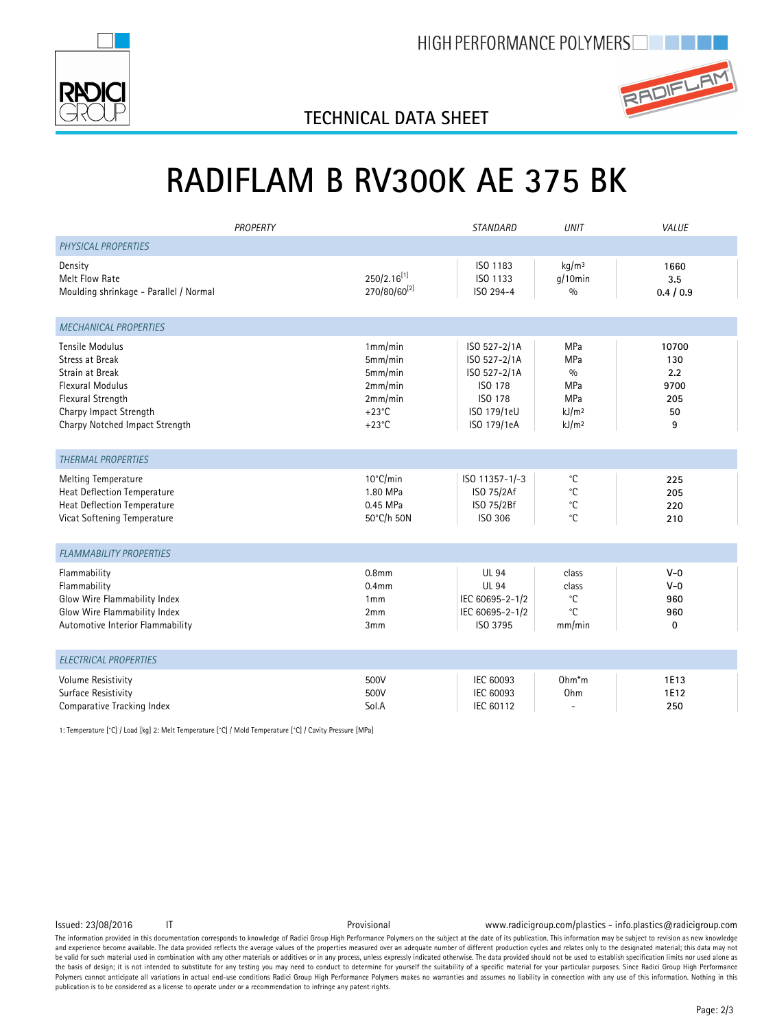HIGH PERFORMANCE POLYMERS

TECHNICAL DATA SHEET

# RADIFLAM B RV300K AE 375 BK

| PROPERTY | | STANDARD | UNIT | VALUE |
|---|---|---|---|---|
| *PHYSICAL PROPERTIES* | | | | |
| Density | | ISO 1183 | kg/m³ | 1660 |
| Melt Flow Rate | 250/2.16[1] | ISO 1133 | g/10min | 3.5 |
| Moulding shrinkage - Parallel / Normal | 270/80/60[2] | ISO 294-4 | % | 0.4 / 0.9 |
| *MECHANICAL PROPERTIES* | | | | |
| Tensile Modulus | 1mm/min | ISO 527-2/1A | MPa | 10700 |
| Stress at Break | 5mm/min | ISO 527-2/1A | MPa | 130 |
| Strain at Break | 5mm/min | ISO 527-2/1A | % | 2.2 |
| Flexural Modulus | 2mm/min | ISO 178 | MPa | 9700 |
| Flexural Strength | 2mm/min | ISO 178 | MPa | 205 |
| Charpy Impact Strength | +23°C | ISO 179/1eU | kJ/m² | 50 |
| Charpy Notched Impact Strength | +23°C | ISO 179/1eA | kJ/m² | 9 |
| *THERMAL PROPERTIES* | | | | |
| Melting Temperature | 10°C/min | ISO 11357-1/-3 | °C | 225 |
| Heat Deflection Temperature | 1.80 MPa | ISO 75/2Af | °C | 205 |
| Heat Deflection Temperature | 0.45 MPa | ISO 75/2Bf | °C | 220 |
| Vicat Softening Temperature | 50°C/h 50N | ISO 306 | °C | 210 |
| *FLAMMABILITY PROPERTIES* | | | | |
| Flammability | 0.8mm | UL 94 | class | V-0 |
| Flammability | 0.4mm | UL 94 | class | V-0 |
| Glow Wire Flammability Index | 1mm | IEC 60695-2-1/2 | °C | 960 |
| Glow Wire Flammability Index | 2mm | IEC 60695-2-1/2 | °C | 960 |
| Automotive Interior Flammability | 3mm | ISO 3795 | mm/min | 0 |
| *ELECTRICAL PROPERTIES* | | | | |
| Volume Resistivity | 500V | IEC 60093 | Ohm*m | 1E13 |
| Surface Resistivity | 500V | IEC 60093 | Ohm | 1E12 |
| Comparative Tracking Index | Sol.A | IEC 60112 | - | 250 |

1: Temperature [°C] / Load [kg] 2: Melt Temperature [°C] / Mold Temperature [°C] / Cavity Pressure [MPa]

Issued: 23/08/2016 IT Provisional www.radicigroup.com/plastics - info.plastics@radicigroup.com

The information provided in this documentation corresponds to knowledge of Radici Group High Performance Polymers on the subject at the date of its publication. This information may be subject to revision as new knowledge and experience become available. The data provided reflects the average values of the properties measured over an adequate number of different production cycles and relates only to the designated material; this data may not be valid for such material used in combination with any other materials or additives or in any process, unless expressly indicated otherwise. The data provided should not be used to establish specification limits nor used alone as the basis of design; it is not intended to substitute for any testing you may need to conduct to determine for yourself the suitability of a specific material for your particular purposes. Since Radici Group High Performance Polymers cannot anticipate all variations in actual end-use conditions Radici Group High Performance Polymers makes no warranties and assumes no liability in connection with any use of this information. Nothing in this publication is to be considered as a license to operate under or a recommendation to infringe any patent rights.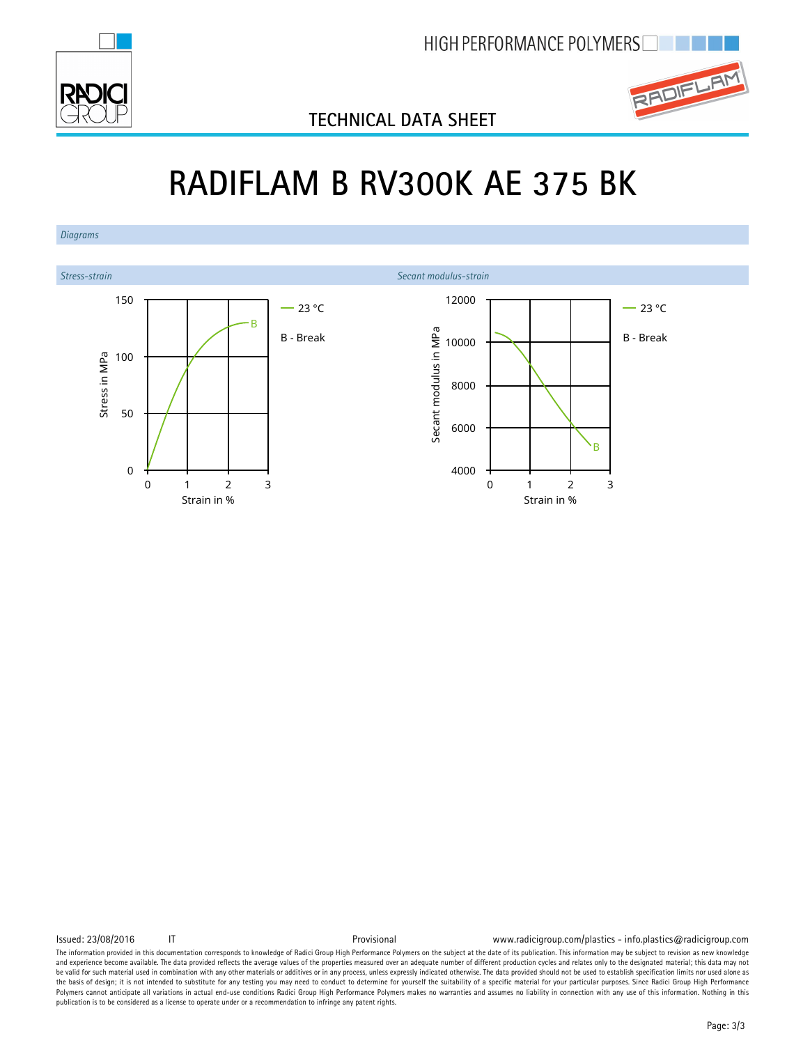# RADIFLAM B RV300K AE 375 BK

*Diagrams*

*Stress-strain*

Stress in MPa

150

100

50

0

0 1 2 3

Strain in %

B

— 23 °C

B - Break

*Secant modulus-strain*

Secant modulus in MPa

12000

10000

8000

6000

4000

0 1 2 3

Strain in %

B

— 23 °C

B - Break

Issued: 23/08/2016 IT Provisional www.radicigroup.com/plastics - info.plastics@radicigroup.com

The information provided in this documentation corresponds to knowledge of Radici Group High Performance Polymers on the subject at the date of its publication. This information may be subject to revision as new knowledge and experience become available. The data provided reflects the average values of the properties measured over an adequate number of different production cycles and relates only to the designated material; this data may not be valid for such material used in combination with any other materials or additives or in any process, unless expressly indicated otherwise. The data provided should not be used to establish specification limits nor used alone as the basis of design; it is not intended to substitute for any testing you may need to conduct to determine for yourself the suitability of a specific material for your particular purposes. Since Radici Group High Performance Polymers cannot anticipate all variations in actual end-use conditions Radici Group High Performance Polymers makes no warranties and assumes no liability in connection with any use of this information. Nothing in this publication is to be considered as a license to operate under or a recommendation to infringe any patent rights.